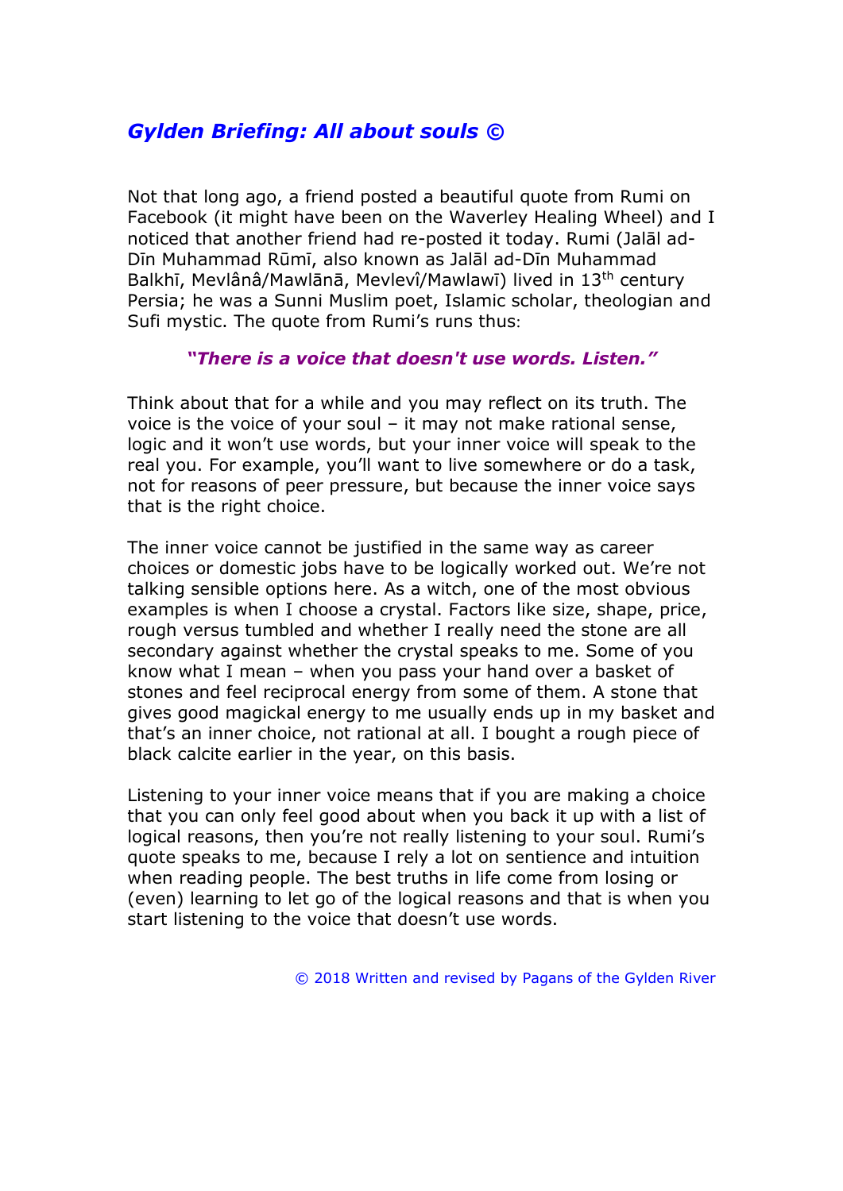## *Gylden Briefing: All about souls ©*

Not that long ago, a friend posted a beautiful quote from Rumi on Facebook (it might have been on the Waverley Healing Wheel) and I noticed that another friend had re-posted it today. Rumi (Jalāl ad-Dīn Muhammad Rūmī, also known as Jalāl ad-Dīn Muhammad Balkhī, Mevlânâ/Mawlānā, Mevlevî/Mawlawī) lived in 13th century Persia; he was a Sunni Muslim poet, Islamic scholar, theologian and Sufi mystic. The quote from Rumi's runs thus:

***"There is a voice that doesn't use words. Listen."***

Think about that for a while and you may reflect on its truth. The voice is the voice of your soul – it may not make rational sense, logic and it won't use words, but your inner voice will speak to the real you. For example, you'll want to live somewhere or do a task, not for reasons of peer pressure, but because the inner voice says that is the right choice.

The inner voice cannot be justified in the same way as career choices or domestic jobs have to be logically worked out. We're not talking sensible options here. As a witch, one of the most obvious examples is when I choose a crystal. Factors like size, shape, price, rough versus tumbled and whether I really need the stone are all secondary against whether the crystal speaks to me. Some of you know what I mean – when you pass your hand over a basket of stones and feel reciprocal energy from some of them. A stone that gives good magickal energy to me usually ends up in my basket and that's an inner choice, not rational at all. I bought a rough piece of black calcite earlier in the year, on this basis.

Listening to your inner voice means that if you are making a choice that you can only feel good about when you back it up with a list of logical reasons, then you're not really listening to your soul. Rumi's quote speaks to me, because I rely a lot on sentience and intuition when reading people. The best truths in life come from losing or (even) learning to let go of the logical reasons and that is when you start listening to the voice that doesn't use words.

© 2018 Written and revised by Pagans of the Gylden River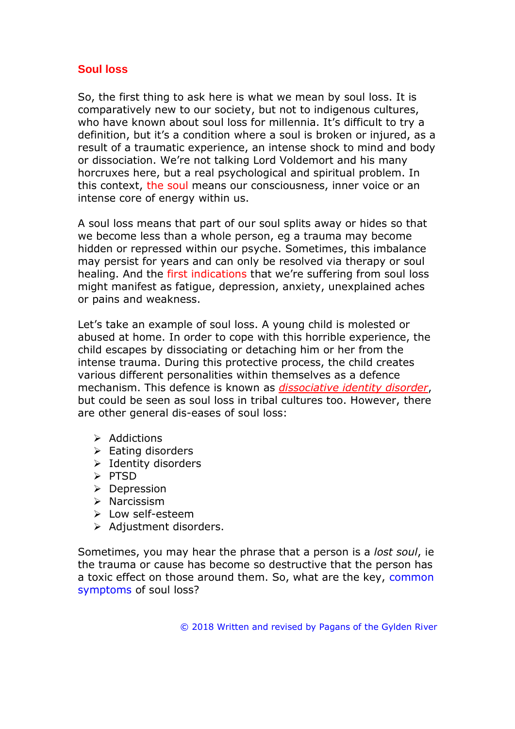## Soul loss

So, the first thing to ask here is what we mean by soul loss. It is comparatively new to our society, but not to indigenous cultures, who have known about soul loss for millennia. It's difficult to try a definition, but it's a condition where a soul is broken or injured, as a result of a traumatic experience, an intense shock to mind and body or dissociation. We're not talking Lord Voldemort and his many horcruxes here, but a real psychological and spiritual problem. In this context, the soul means our consciousness, inner voice or an intense core of energy within us.

A soul loss means that part of our soul splits away or hides so that we become less than a whole person, eg a trauma may become hidden or repressed within our psyche. Sometimes, this imbalance may persist for years and can only be resolved via therapy or soul healing. And the first indications that we're suffering from soul loss might manifest as fatigue, depression, anxiety, unexplained aches or pains and weakness.

Let's take an example of soul loss. A young child is molested or abused at home. In order to cope with this horrible experience, the child escapes by dissociating or detaching him or her from the intense trauma. During this protective process, the child creates various different personalities within themselves as a defence mechanism. This defence is known as *dissociative identity disorder*, but could be seen as soul loss in tribal cultures too. However, there are other general dis-eases of soul loss:

- Addictions
- Eating disorders
- Identity disorders
- PTSD
- Depression
- Narcissism
- Low self-esteem
- Adjustment disorders.

Sometimes, you may hear the phrase that a person is a *lost soul*, ie the trauma or cause has become so destructive that the person has a toxic effect on those around them. So, what are the key, common symptoms of soul loss?

© 2018 Written and revised by Pagans of the Gylden River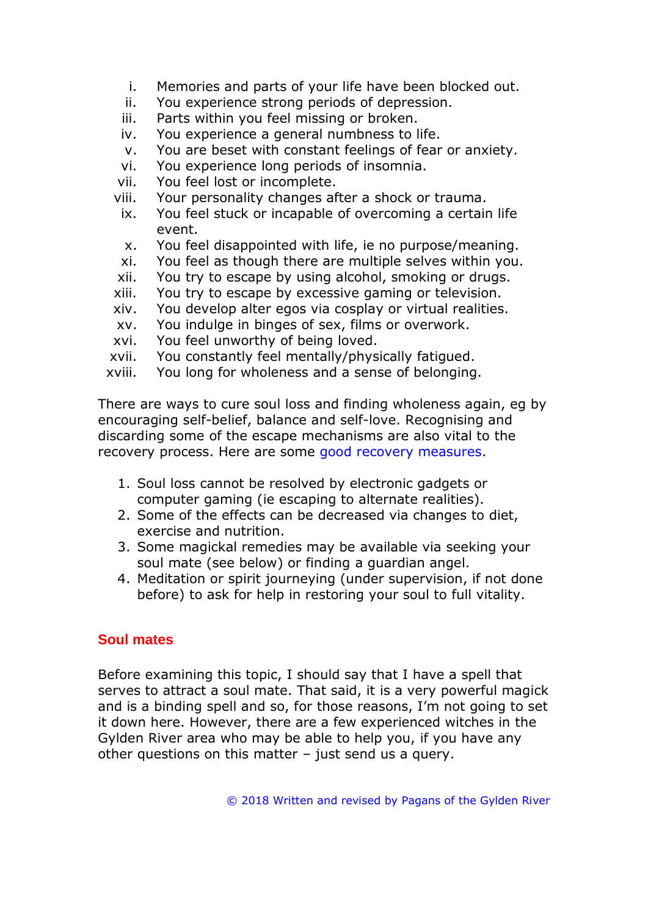i. Memories and parts of your life have been blocked out.
ii. You experience strong periods of depression.
iii. Parts within you feel missing or broken.
iv. You experience a general numbness to life.
v. You are beset with constant feelings of fear or anxiety.
vi. You experience long periods of insomnia.
vii. You feel lost or incomplete.
viii. Your personality changes after a shock or trauma.
ix. You feel stuck or incapable of overcoming a certain life event.
x. You feel disappointed with life, ie no purpose/meaning.
xi. You feel as though there are multiple selves within you.
xii. You try to escape by using alcohol, smoking or drugs.
xiii. You try to escape by excessive gaming or television.
xiv. You develop alter egos via cosplay or virtual realities.
xv. You indulge in binges of sex, films or overwork.
xvi. You feel unworthy of being loved.
xvii. You constantly feel mentally/physically fatigued.
xviii. You long for wholeness and a sense of belonging.

There are ways to cure soul loss and finding wholeness again, eg by encouraging self-belief, balance and self-love. Recognising and discarding some of the escape mechanisms are also vital to the recovery process. Here are some good recovery measures.

1. Soul loss cannot be resolved by electronic gadgets or computer gaming (ie escaping to alternate realities).
2. Some of the effects can be decreased via changes to diet, exercise and nutrition.
3. Some magickal remedies may be available via seeking your soul mate (see below) or finding a guardian angel.
4. Meditation or spirit journeying (under supervision, if not done before) to ask for help in restoring your soul to full vitality.

## Soul mates

Before examining this topic, I should say that I have a spell that serves to attract a soul mate. That said, it is a very powerful magick and is a binding spell and so, for those reasons, I'm not going to set it down here. However, there are a few experienced witches in the Gylden River area who may be able to help you, if you have any other questions on this matter – just send us a query.

© 2018 Written and revised by Pagans of the Gylden River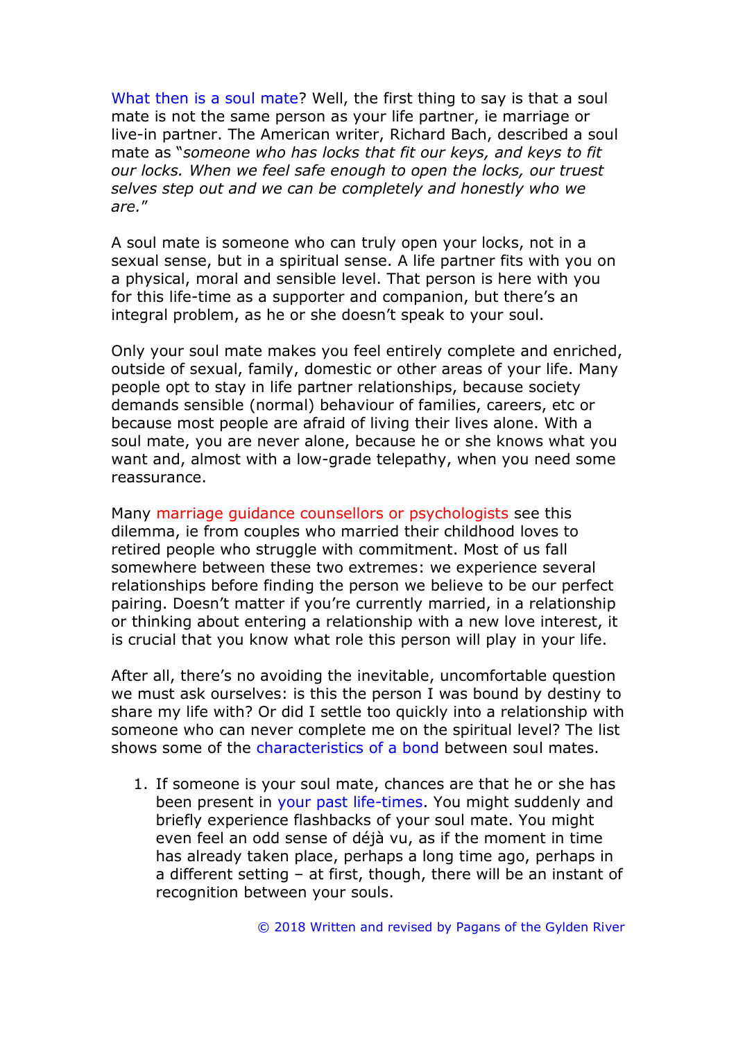What then is a soul mate? Well, the first thing to say is that a soul mate is not the same person as your life partner, ie marriage or live-in partner. The American writer, Richard Bach, described a soul mate as "*someone who has locks that fit our keys, and keys to fit our locks. When we feel safe enough to open the locks, our truest selves step out and we can be completely and honestly who we are.*"

A soul mate is someone who can truly open your locks, not in a sexual sense, but in a spiritual sense. A life partner fits with you on a physical, moral and sensible level. That person is here with you for this life-time as a supporter and companion, but there's an integral problem, as he or she doesn't speak to your soul.

Only your soul mate makes you feel entirely complete and enriched, outside of sexual, family, domestic or other areas of your life. Many people opt to stay in life partner relationships, because society demands sensible (normal) behaviour of families, careers, etc or because most people are afraid of living their lives alone. With a soul mate, you are never alone, because he or she knows what you want and, almost with a low-grade telepathy, when you need some reassurance.

Many marriage guidance counsellors or psychologists see this dilemma, ie from couples who married their childhood loves to retired people who struggle with commitment. Most of us fall somewhere between these two extremes: we experience several relationships before finding the person we believe to be our perfect pairing. Doesn't matter if you're currently married, in a relationship or thinking about entering a relationship with a new love interest, it is crucial that you know what role this person will play in your life.

After all, there's no avoiding the inevitable, uncomfortable question we must ask ourselves: is this the person I was bound by destiny to share my life with? Or did I settle too quickly into a relationship with someone who can never complete me on the spiritual level? The list shows some of the characteristics of a bond between soul mates.

1. If someone is your soul mate, chances are that he or she has been present in your past life-times. You might suddenly and briefly experience flashbacks of your soul mate. You might even feel an odd sense of déjà vu, as if the moment in time has already taken place, perhaps a long time ago, perhaps in a different setting – at first, though, there will be an instant of recognition between your souls.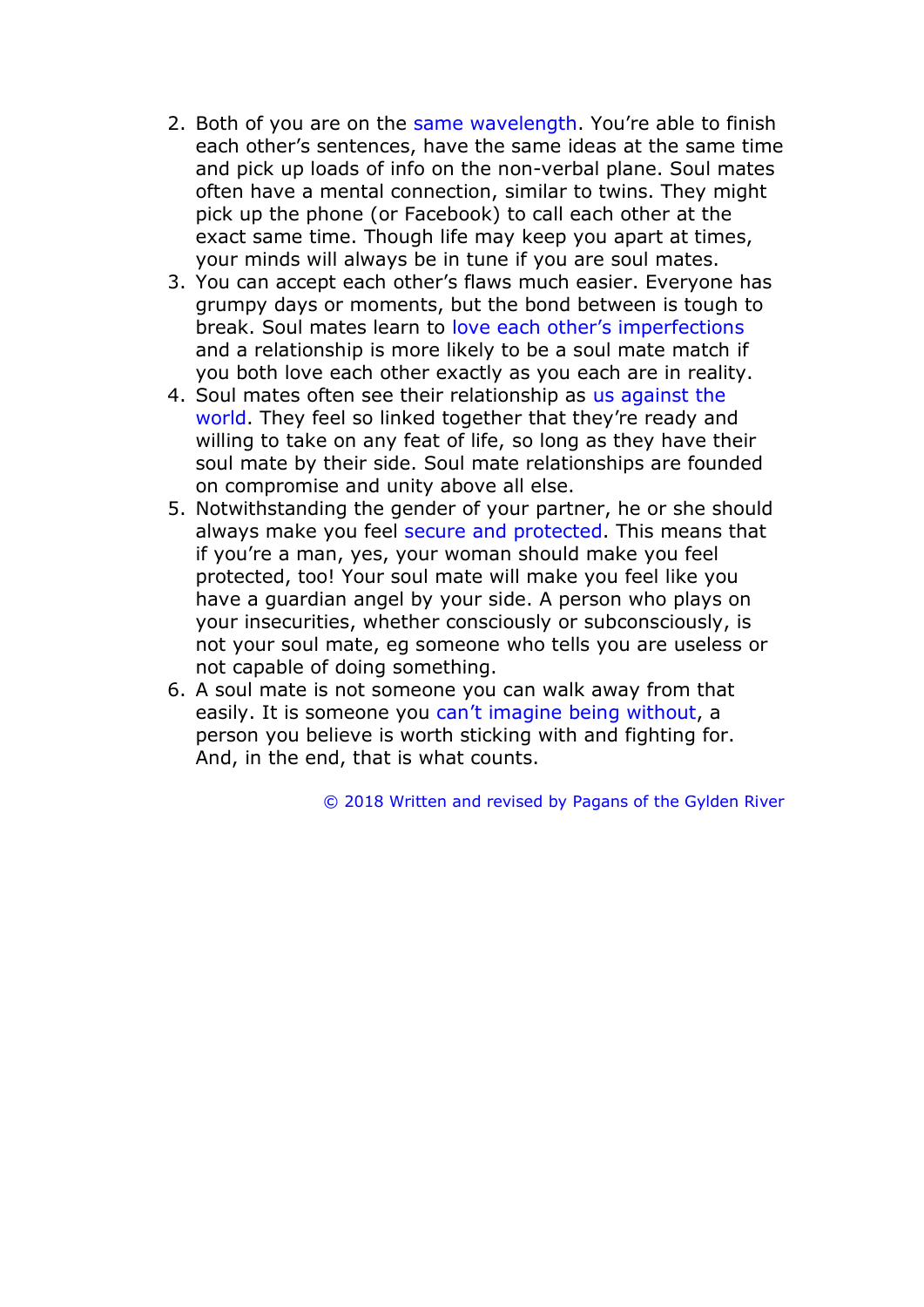2. Both of you are on the same wavelength. You're able to finish each other's sentences, have the same ideas at the same time and pick up loads of info on the non-verbal plane. Soul mates often have a mental connection, similar to twins. They might pick up the phone (or Facebook) to call each other at the exact same time. Though life may keep you apart at times, your minds will always be in tune if you are soul mates.
3. You can accept each other's flaws much easier. Everyone has grumpy days or moments, but the bond between is tough to break. Soul mates learn to love each other's imperfections and a relationship is more likely to be a soul mate match if you both love each other exactly as you each are in reality.
4. Soul mates often see their relationship as us against the world. They feel so linked together that they're ready and willing to take on any feat of life, so long as they have their soul mate by their side. Soul mate relationships are founded on compromise and unity above all else.
5. Notwithstanding the gender of your partner, he or she should always make you feel secure and protected. This means that if you're a man, yes, your woman should make you feel protected, too! Your soul mate will make you feel like you have a guardian angel by your side. A person who plays on your insecurities, whether consciously or subconsciously, is not your soul mate, eg someone who tells you are useless or not capable of doing something.
6. A soul mate is not someone you can walk away from that easily. It is someone you can't imagine being without, a person you believe is worth sticking with and fighting for. And, in the end, that is what counts.

© 2018 Written and revised by Pagans of the Gylden River